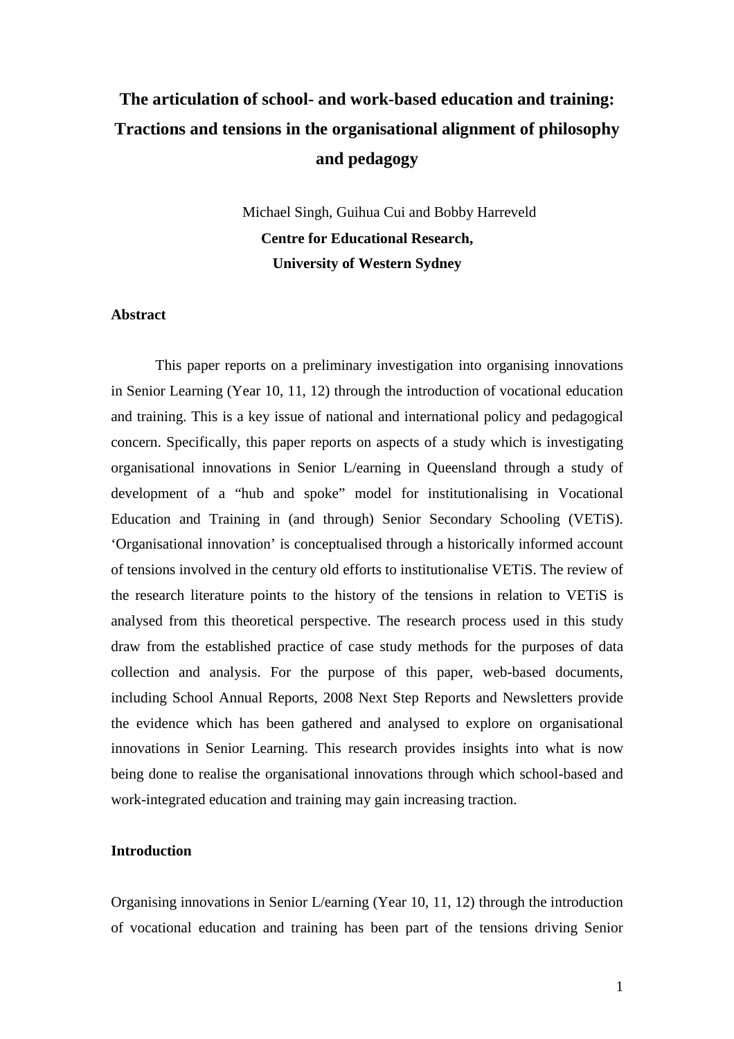# The articulation of school- and work-based education and training: Tractions and tensions in the organisational alignment of philosophy and pedagogy

Michael Singh, Guihua Cui and Bobby Harreveld

**Centre for Educational Research,**

**University of Western Sydney**

## Abstract

This paper reports on a preliminary investigation into organising innovations in Senior Learning (Year 10, 11, 12) through the introduction of vocational education and training. This is a key issue of national and international policy and pedagogical concern. Specifically, this paper reports on aspects of a study which is investigating organisational innovations in Senior L/earning in Queensland through a study of development of a "hub and spoke" model for institutionalising in Vocational Education and Training in (and through) Senior Secondary Schooling (VETiS). 'Organisational innovation' is conceptualised through a historically informed account of tensions involved in the century old efforts to institutionalise VETiS. The review of the research literature points to the history of the tensions in relation to VETiS is analysed from this theoretical perspective. The research process used in this study draw from the established practice of case study methods for the purposes of data collection and analysis. For the purpose of this paper, web-based documents, including School Annual Reports, 2008 Next Step Reports and Newsletters provide the evidence which has been gathered and analysed to explore on organisational innovations in Senior Learning. This research provides insights into what is now being done to realise the organisational innovations through which school-based and work-integrated education and training may gain increasing traction.

## Introduction

Organising innovations in Senior L/earning (Year 10, 11, 12) through the introduction of vocational education and training has been part of the tensions driving Senior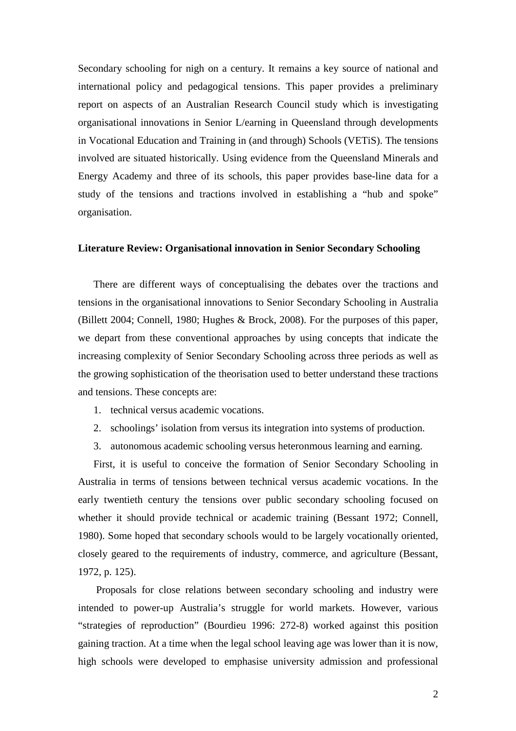Secondary schooling for nigh on a century. It remains a key source of national and international policy and pedagogical tensions. This paper provides a preliminary report on aspects of an Australian Research Council study which is investigating organisational innovations in Senior L/earning in Queensland through developments in Vocational Education and Training in (and through) Schools (VETiS). The tensions involved are situated historically. Using evidence from the Queensland Minerals and Energy Academy and three of its schools, this paper provides base-line data for a study of the tensions and tractions involved in establishing a "hub and spoke" organisation.

**Literature Review: Organisational innovation in Senior Secondary Schooling**

There are different ways of conceptualising the debates over the tractions and tensions in the organisational innovations to Senior Secondary Schooling in Australia (Billett 2004; Connell, 1980; Hughes & Brock, 2008). For the purposes of this paper, we depart from these conventional approaches by using concepts that indicate the increasing complexity of Senior Secondary Schooling across three periods as well as the growing sophistication of the theorisation used to better understand these tractions and tensions. These concepts are:

1. technical versus academic vocations.
2. schoolings' isolation from versus its integration into systems of production.
3. autonomous academic schooling versus heteronmous learning and earning.

First, it is useful to conceive the formation of Senior Secondary Schooling in Australia in terms of tensions between technical versus academic vocations. In the early twentieth century the tensions over public secondary schooling focused on whether it should provide technical or academic training (Bessant 1972; Connell, 1980). Some hoped that secondary schools would to be largely vocationally oriented, closely geared to the requirements of industry, commerce, and agriculture (Bessant, 1972, p. 125).

Proposals for close relations between secondary schooling and industry were intended to power-up Australia's struggle for world markets. However, various "strategies of reproduction" (Bourdieu 1996: 272-8) worked against this position gaining traction. At a time when the legal school leaving age was lower than it is now, high schools were developed to emphasise university admission and professional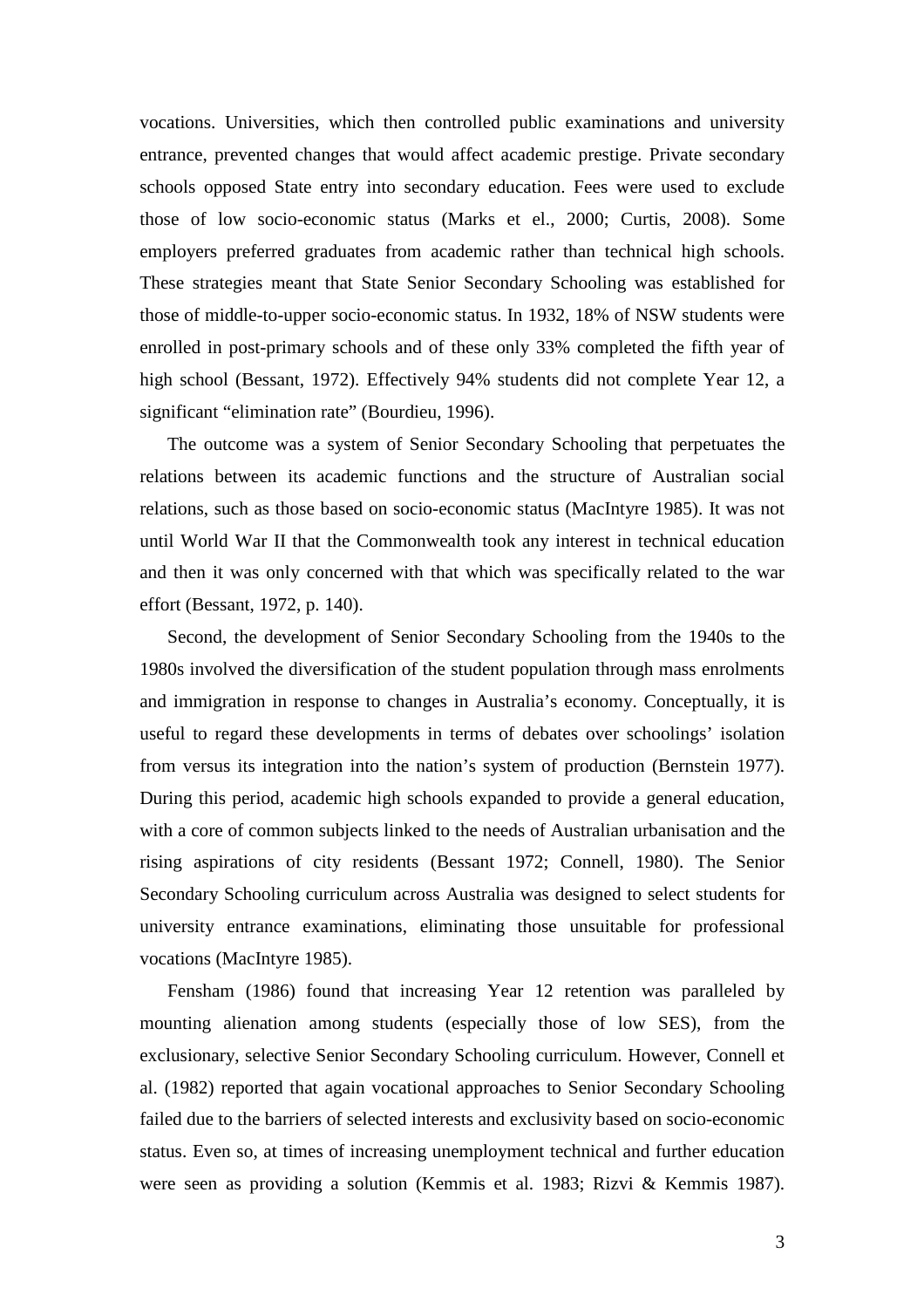vocations. Universities, which then controlled public examinations and university entrance, prevented changes that would affect academic prestige. Private secondary schools opposed State entry into secondary education. Fees were used to exclude those of low socio-economic status (Marks et el., 2000; Curtis, 2008). Some employers preferred graduates from academic rather than technical high schools. These strategies meant that State Senior Secondary Schooling was established for those of middle-to-upper socio-economic status. In 1932, 18% of NSW students were enrolled in post-primary schools and of these only 33% completed the fifth year of high school (Bessant, 1972). Effectively 94% students did not complete Year 12, a significant "elimination rate" (Bourdieu, 1996).

The outcome was a system of Senior Secondary Schooling that perpetuates the relations between its academic functions and the structure of Australian social relations, such as those based on socio-economic status (MacIntyre 1985). It was not until World War II that the Commonwealth took any interest in technical education and then it was only concerned with that which was specifically related to the war effort (Bessant, 1972, p. 140).

Second, the development of Senior Secondary Schooling from the 1940s to the 1980s involved the diversification of the student population through mass enrolments and immigration in response to changes in Australia's economy. Conceptually, it is useful to regard these developments in terms of debates over schoolings' isolation from versus its integration into the nation's system of production (Bernstein 1977). During this period, academic high schools expanded to provide a general education, with a core of common subjects linked to the needs of Australian urbanisation and the rising aspirations of city residents (Bessant 1972; Connell, 1980). The Senior Secondary Schooling curriculum across Australia was designed to select students for university entrance examinations, eliminating those unsuitable for professional vocations (MacIntyre 1985).

Fensham (1986) found that increasing Year 12 retention was paralleled by mounting alienation among students (especially those of low SES), from the exclusionary, selective Senior Secondary Schooling curriculum. However, Connell et al. (1982) reported that again vocational approaches to Senior Secondary Schooling failed due to the barriers of selected interests and exclusivity based on socio-economic status. Even so, at times of increasing unemployment technical and further education were seen as providing a solution (Kemmis et al. 1983; Rizvi & Kemmis 1987).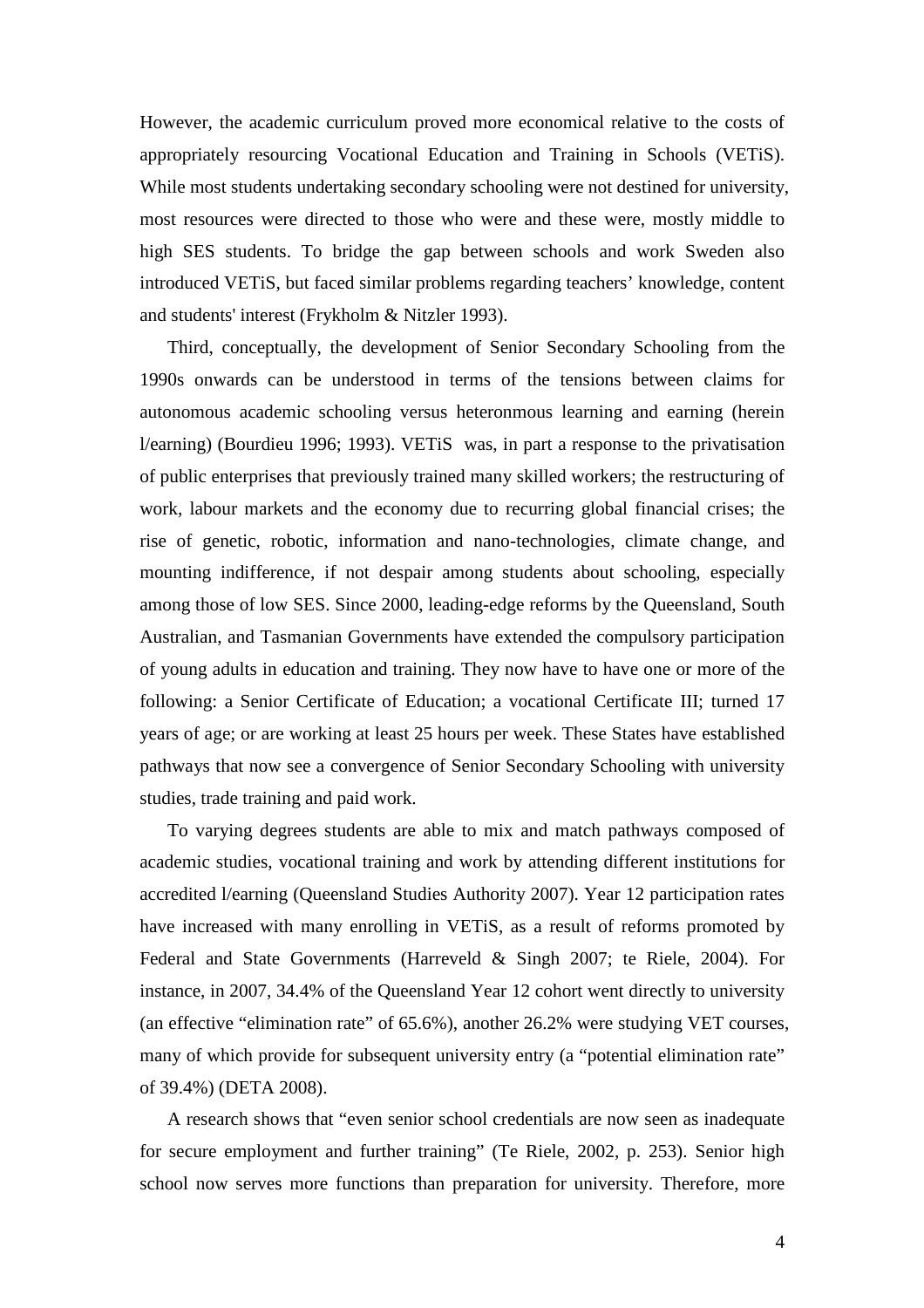However, the academic curriculum proved more economical relative to the costs of appropriately resourcing Vocational Education and Training in Schools (VETiS). While most students undertaking secondary schooling were not destined for university, most resources were directed to those who were and these were, mostly middle to high SES students. To bridge the gap between schools and work Sweden also introduced VETiS, but faced similar problems regarding teachers' knowledge, content and students' interest (Frykholm & Nitzler 1993).

Third, conceptually, the development of Senior Secondary Schooling from the 1990s onwards can be understood in terms of the tensions between claims for autonomous academic schooling versus heteronmous learning and earning (herein l/earning) (Bourdieu 1996; 1993). VETiS was, in part a response to the privatisation of public enterprises that previously trained many skilled workers; the restructuring of work, labour markets and the economy due to recurring global financial crises; the rise of genetic, robotic, information and nano-technologies, climate change, and mounting indifference, if not despair among students about schooling, especially among those of low SES. Since 2000, leading-edge reforms by the Queensland, South Australian, and Tasmanian Governments have extended the compulsory participation of young adults in education and training. They now have to have one or more of the following: a Senior Certificate of Education; a vocational Certificate III; turned 17 years of age; or are working at least 25 hours per week. These States have established pathways that now see a convergence of Senior Secondary Schooling with university studies, trade training and paid work.

To varying degrees students are able to mix and match pathways composed of academic studies, vocational training and work by attending different institutions for accredited l/earning (Queensland Studies Authority 2007). Year 12 participation rates have increased with many enrolling in VETiS, as a result of reforms promoted by Federal and State Governments (Harreveld & Singh 2007; te Riele, 2004). For instance, in 2007, 34.4% of the Queensland Year 12 cohort went directly to university (an effective "elimination rate" of 65.6%), another 26.2% were studying VET courses, many of which provide for subsequent university entry (a "potential elimination rate" of 39.4%) (DETA 2008).

A research shows that "even senior school credentials are now seen as inadequate for secure employment and further training" (Te Riele, 2002, p. 253). Senior high school now serves more functions than preparation for university. Therefore, more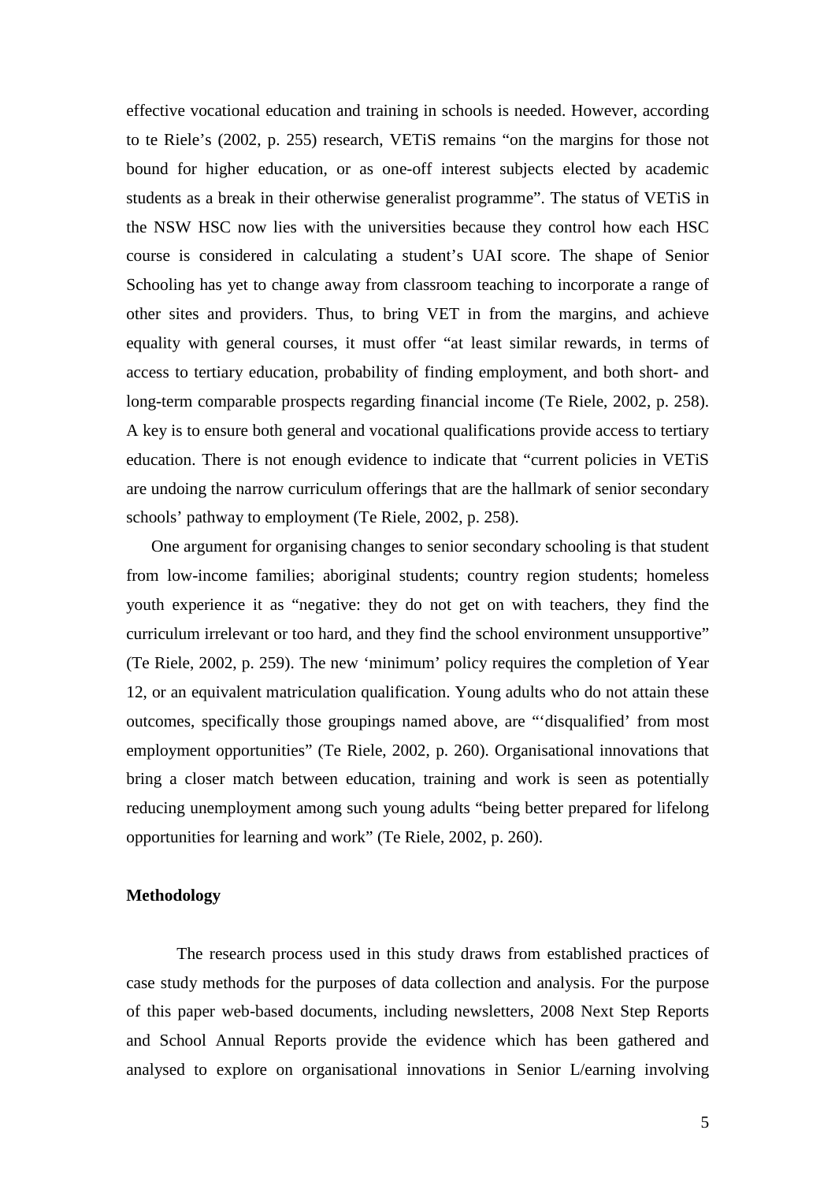effective vocational education and training in schools is needed. However, according to te Riele's (2002, p. 255) research, VETiS remains "on the margins for those not bound for higher education, or as one-off interest subjects elected by academic students as a break in their otherwise generalist programme". The status of VETiS in the NSW HSC now lies with the universities because they control how each HSC course is considered in calculating a student's UAI score. The shape of Senior Schooling has yet to change away from classroom teaching to incorporate a range of other sites and providers. Thus, to bring VET in from the margins, and achieve equality with general courses, it must offer "at least similar rewards, in terms of access to tertiary education, probability of finding employment, and both short- and long-term comparable prospects regarding financial income (Te Riele, 2002, p. 258). A key is to ensure both general and vocational qualifications provide access to tertiary education. There is not enough evidence to indicate that "current policies in VETiS are undoing the narrow curriculum offerings that are the hallmark of senior secondary schools' pathway to employment (Te Riele, 2002, p. 258).

One argument for organising changes to senior secondary schooling is that student from low-income families; aboriginal students; country region students; homeless youth experience it as "negative: they do not get on with teachers, they find the curriculum irrelevant or too hard, and they find the school environment unsupportive" (Te Riele, 2002, p. 259). The new 'minimum' policy requires the completion of Year 12, or an equivalent matriculation qualification. Young adults who do not attain these outcomes, specifically those groupings named above, are "'disqualified' from most employment opportunities" (Te Riele, 2002, p. 260). Organisational innovations that bring a closer match between education, training and work is seen as potentially reducing unemployment among such young adults "being better prepared for lifelong opportunities for learning and work" (Te Riele, 2002, p. 260).

**Methodology**

The research process used in this study draws from established practices of case study methods for the purposes of data collection and analysis. For the purpose of this paper web-based documents, including newsletters, 2008 Next Step Reports and School Annual Reports provide the evidence which has been gathered and analysed to explore on organisational innovations in Senior L/earning involving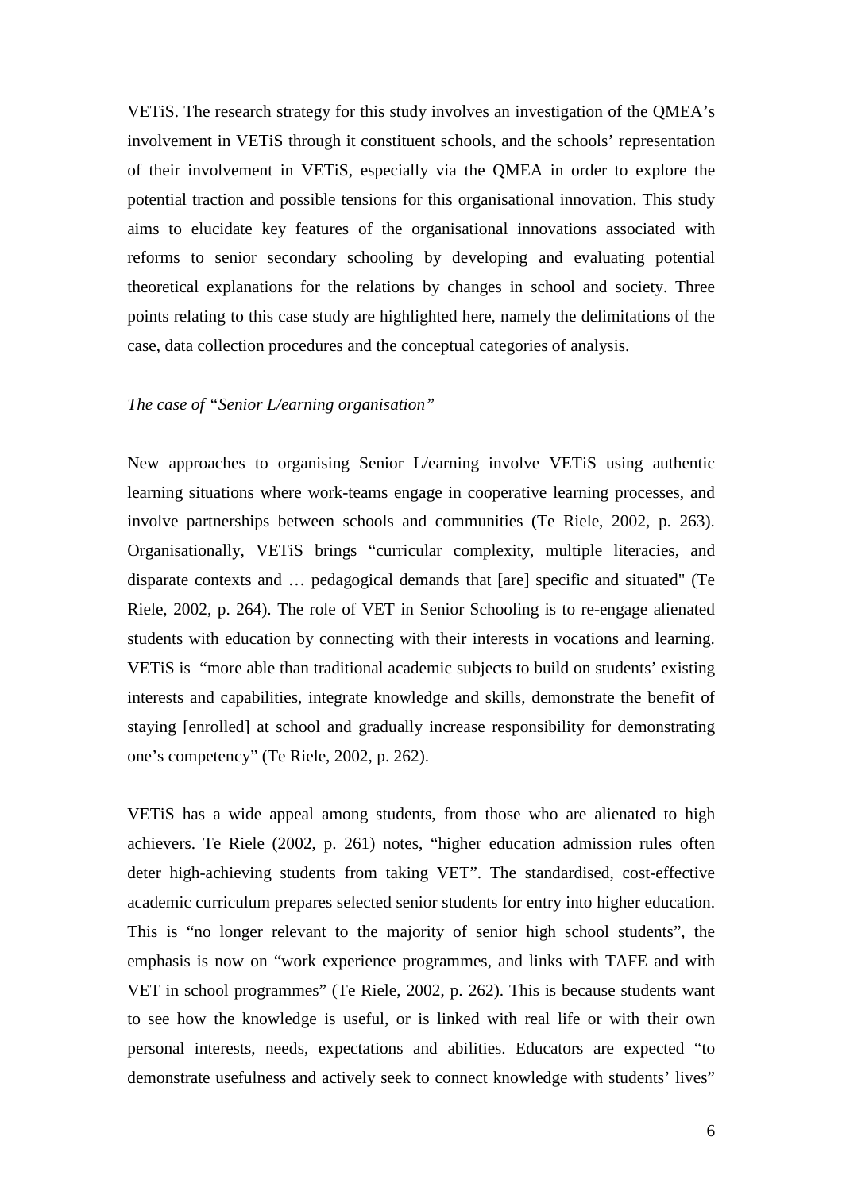VETiS. The research strategy for this study involves an investigation of the QMEA's involvement in VETiS through it constituent schools, and the schools' representation of their involvement in VETiS, especially via the QMEA in order to explore the potential traction and possible tensions for this organisational innovation. This study aims to elucidate key features of the organisational innovations associated with reforms to senior secondary schooling by developing and evaluating potential theoretical explanations for the relations by changes in school and society. Three points relating to this case study are highlighted here, namely the delimitations of the case, data collection procedures and the conceptual categories of analysis.

*The case of "Senior L/earning organisation"*

New approaches to organising Senior L/earning involve VETiS using authentic learning situations where work-teams engage in cooperative learning processes, and involve partnerships between schools and communities (Te Riele, 2002, p. 263). Organisationally, VETiS brings "curricular complexity, multiple literacies, and disparate contexts and … pedagogical demands that [are] specific and situated" (Te Riele, 2002, p. 264). The role of VET in Senior Schooling is to re-engage alienated students with education by connecting with their interests in vocations and learning. VETiS is "more able than traditional academic subjects to build on students' existing interests and capabilities, integrate knowledge and skills, demonstrate the benefit of staying [enrolled] at school and gradually increase responsibility for demonstrating one's competency" (Te Riele, 2002, p. 262).

VETiS has a wide appeal among students, from those who are alienated to high achievers. Te Riele (2002, p. 261) notes, "higher education admission rules often deter high-achieving students from taking VET". The standardised, cost-effective academic curriculum prepares selected senior students for entry into higher education. This is "no longer relevant to the majority of senior high school students", the emphasis is now on "work experience programmes, and links with TAFE and with VET in school programmes" (Te Riele, 2002, p. 262). This is because students want to see how the knowledge is useful, or is linked with real life or with their own personal interests, needs, expectations and abilities. Educators are expected "to demonstrate usefulness and actively seek to connect knowledge with students' lives"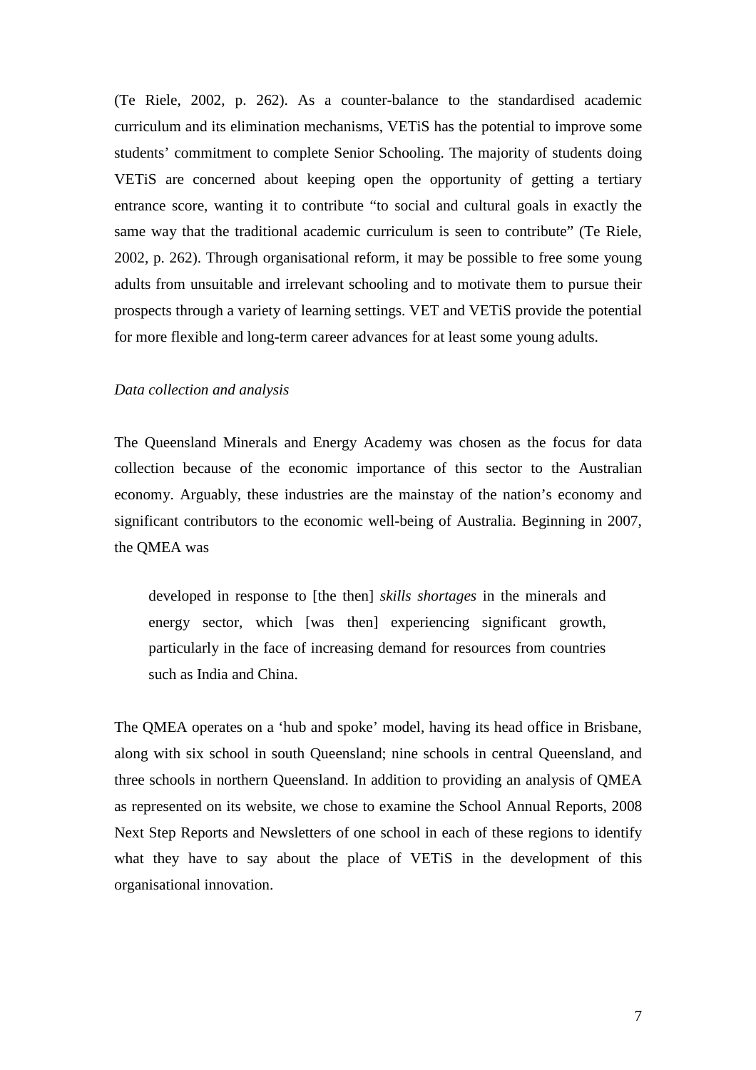(Te Riele, 2002, p. 262). As a counter-balance to the standardised academic curriculum and its elimination mechanisms, VETiS has the potential to improve some students' commitment to complete Senior Schooling. The majority of students doing VETiS are concerned about keeping open the opportunity of getting a tertiary entrance score, wanting it to contribute "to social and cultural goals in exactly the same way that the traditional academic curriculum is seen to contribute" (Te Riele, 2002, p. 262). Through organisational reform, it may be possible to free some young adults from unsuitable and irrelevant schooling and to motivate them to pursue their prospects through a variety of learning settings. VET and VETiS provide the potential for more flexible and long-term career advances for at least some young adults.

*Data collection and analysis*

The Queensland Minerals and Energy Academy was chosen as the focus for data collection because of the economic importance of this sector to the Australian economy. Arguably, these industries are the mainstay of the nation's economy and significant contributors to the economic well-being of Australia. Beginning in 2007, the QMEA was

> developed in response to [the then] *skills shortages* in the minerals and energy sector, which [was then] experiencing significant growth, particularly in the face of increasing demand for resources from countries such as India and China.

The QMEA operates on a 'hub and spoke' model, having its head office in Brisbane, along with six school in south Queensland; nine schools in central Queensland, and three schools in northern Queensland. In addition to providing an analysis of QMEA as represented on its website, we chose to examine the School Annual Reports, 2008 Next Step Reports and Newsletters of one school in each of these regions to identify what they have to say about the place of VETiS in the development of this organisational innovation.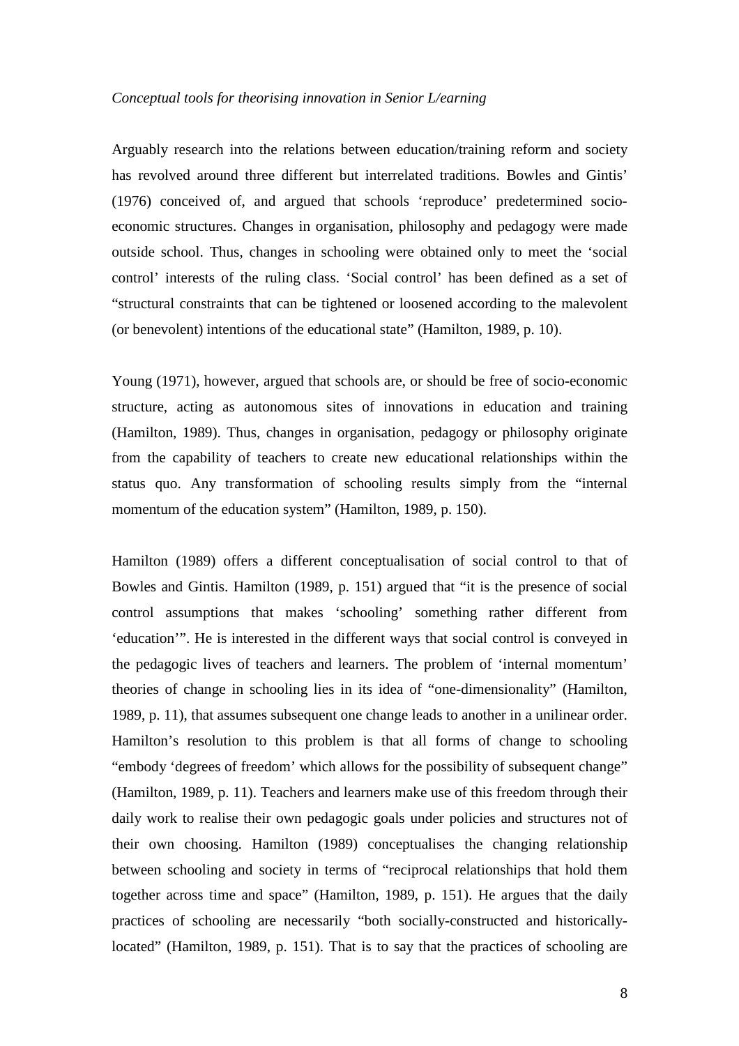*Conceptual tools for theorising innovation in Senior L/earning*

Arguably research into the relations between education/training reform and society has revolved around three different but interrelated traditions. Bowles and Gintis' (1976) conceived of, and argued that schools 'reproduce' predetermined socio-economic structures. Changes in organisation, philosophy and pedagogy were made outside school. Thus, changes in schooling were obtained only to meet the 'social control' interests of the ruling class. 'Social control' has been defined as a set of "structural constraints that can be tightened or loosened according to the malevolent (or benevolent) intentions of the educational state" (Hamilton, 1989, p. 10).

Young (1971), however, argued that schools are, or should be free of socio-economic structure, acting as autonomous sites of innovations in education and training (Hamilton, 1989). Thus, changes in organisation, pedagogy or philosophy originate from the capability of teachers to create new educational relationships within the status quo. Any transformation of schooling results simply from the "internal momentum of the education system" (Hamilton, 1989, p. 150).

Hamilton (1989) offers a different conceptualisation of social control to that of Bowles and Gintis. Hamilton (1989, p. 151) argued that "it is the presence of social control assumptions that makes 'schooling' something rather different from 'education'". He is interested in the different ways that social control is conveyed in the pedagogic lives of teachers and learners. The problem of 'internal momentum' theories of change in schooling lies in its idea of "one-dimensionality" (Hamilton, 1989, p. 11), that assumes subsequent one change leads to another in a unilinear order. Hamilton's resolution to this problem is that all forms of change to schooling "embody 'degrees of freedom' which allows for the possibility of subsequent change" (Hamilton, 1989, p. 11). Teachers and learners make use of this freedom through their daily work to realise their own pedagogic goals under policies and structures not of their own choosing. Hamilton (1989) conceptualises the changing relationship between schooling and society in terms of "reciprocal relationships that hold them together across time and space" (Hamilton, 1989, p. 151). He argues that the daily practices of schooling are necessarily "both socially-constructed and historically-located" (Hamilton, 1989, p. 151). That is to say that the practices of schooling are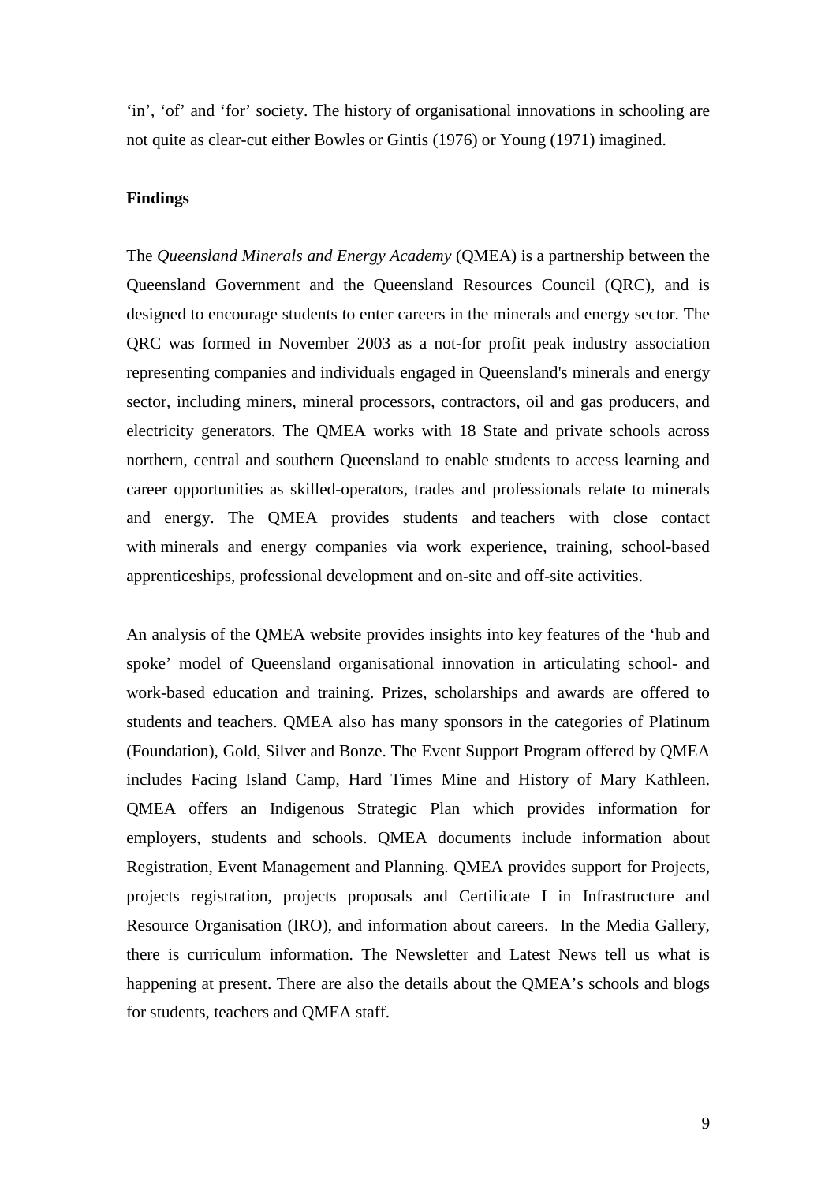'in', 'of' and 'for' society. The history of organisational innovations in schooling are not quite as clear-cut either Bowles or Gintis (1976) or Young (1971) imagined.

**Findings**

The *Queensland Minerals and Energy Academy* (QMEA) is a partnership between the Queensland Government and the Queensland Resources Council (QRC), and is designed to encourage students to enter careers in the minerals and energy sector. The QRC was formed in November 2003 as a not-for profit peak industry association representing companies and individuals engaged in Queensland's minerals and energy sector, including miners, mineral processors, contractors, oil and gas producers, and electricity generators. The QMEA works with 18 State and private schools across northern, central and southern Queensland to enable students to access learning and career opportunities as skilled-operators, trades and professionals relate to minerals and energy. The QMEA provides students and teachers with close contact with minerals and energy companies via work experience, training, school-based apprenticeships, professional development and on-site and off-site activities.

An analysis of the QMEA website provides insights into key features of the 'hub and spoke' model of Queensland organisational innovation in articulating school- and work-based education and training. Prizes, scholarships and awards are offered to students and teachers. QMEA also has many sponsors in the categories of Platinum (Foundation), Gold, Silver and Bonze. The Event Support Program offered by QMEA includes Facing Island Camp, Hard Times Mine and History of Mary Kathleen. QMEA offers an Indigenous Strategic Plan which provides information for employers, students and schools. QMEA documents include information about Registration, Event Management and Planning. QMEA provides support for Projects, projects registration, projects proposals and Certificate I in Infrastructure and Resource Organisation (IRO), and information about careers. In the Media Gallery, there is curriculum information. The Newsletter and Latest News tell us what is happening at present. There are also the details about the QMEA's schools and blogs for students, teachers and QMEA staff.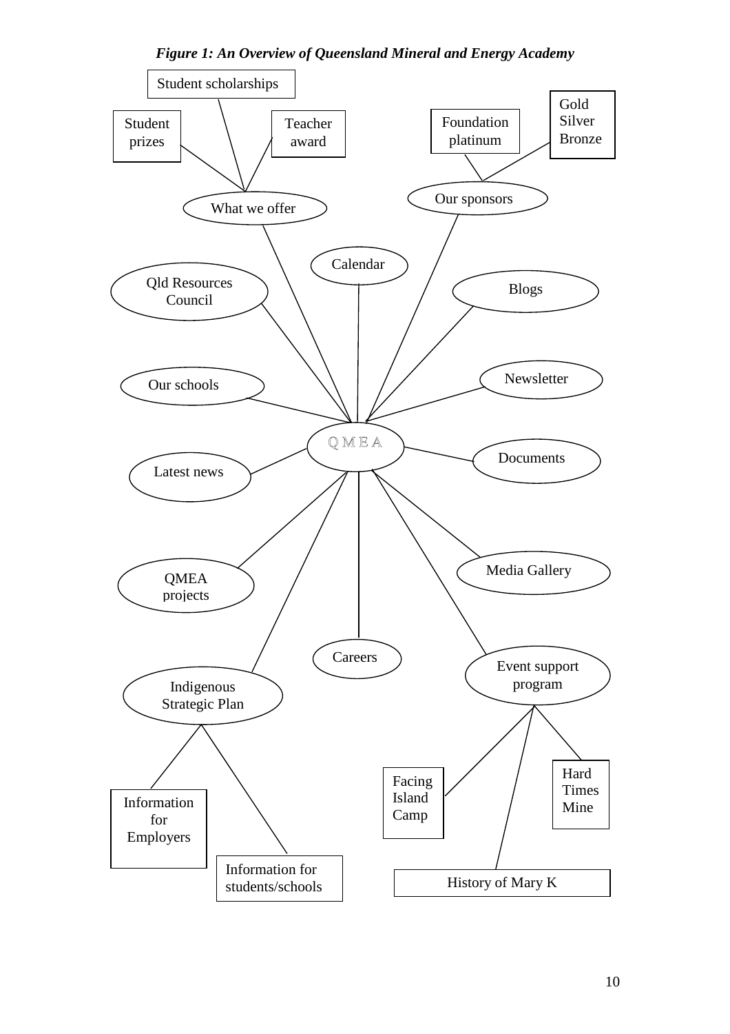***Figure 1: An Overview of Queensland Mineral and Energy Academy***

- QMEA
  - What we offer
    - Student prizes
    - Student scholarships
    - Teacher award
  - Our sponsors
    - Foundation platinum
    - Gold Silver Bronze
  - Calendar
  - Qld Resources Council
  - Blogs
  - Our schools
  - Newsletter
  - Latest news
  - Documents
  - QMEA projects
  - Media Gallery
  - Careers
  - Indigenous Strategic Plan
    - Information for Employers
    - Information for students/schools
  - Event support program
    - Facing Island Camp
    - History of Mary K
    - Hard Times Mine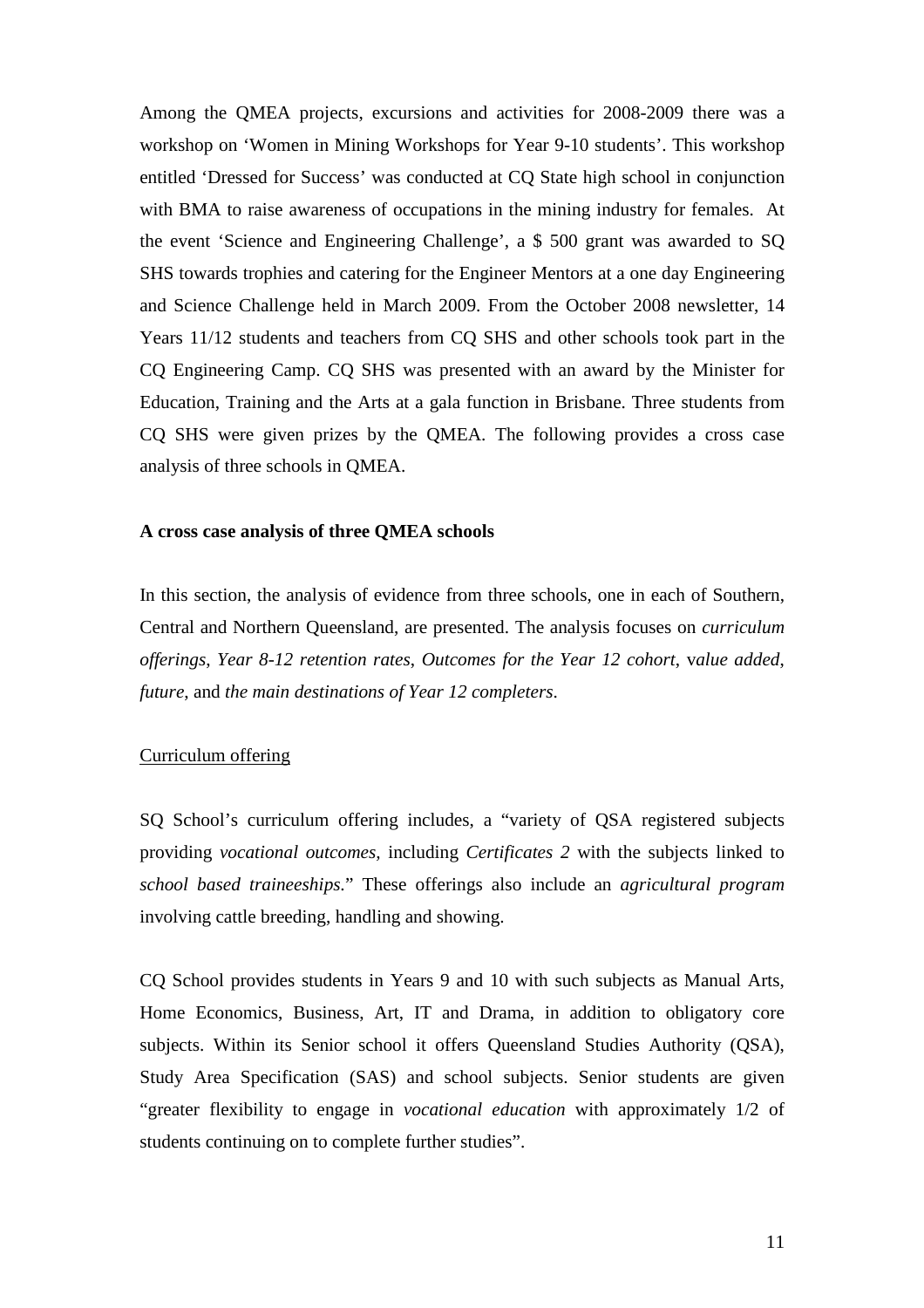Among the QMEA projects, excursions and activities for 2008-2009 there was a workshop on 'Women in Mining Workshops for Year 9-10 students'. This workshop entitled 'Dressed for Success' was conducted at CQ State high school in conjunction with BMA to raise awareness of occupations in the mining industry for females. At the event 'Science and Engineering Challenge', a $ 500 grant was awarded to SQ SHS towards trophies and catering for the Engineer Mentors at a one day Engineering and Science Challenge held in March 2009. From the October 2008 newsletter, 14 Years 11/12 students and teachers from CQ SHS and other schools took part in the CQ Engineering Camp. CQ SHS was presented with an award by the Minister for Education, Training and the Arts at a gala function in Brisbane. Three students from CQ SHS were given prizes by the QMEA. The following provides a cross case analysis of three schools in QMEA.

**A cross case analysis of three QMEA schools**

In this section, the analysis of evidence from three schools, one in each of Southern, Central and Northern Queensland, are presented. The analysis focuses on *curriculum offerings*, *Year 8-12 retention rates*, *Outcomes for the Year 12 cohort*, v*alue added*, *future,* and *the main destinations of Year 12 completers*.

<u>Curriculum offering</u>

SQ School's curriculum offering includes, a "variety of QSA registered subjects providing *vocational outcomes,* including *Certificates 2* with the subjects linked to *school based traineeships.*" These offerings also include an *agricultural program* involving cattle breeding, handling and showing.

CQ School provides students in Years 9 and 10 with such subjects as Manual Arts, Home Economics, Business, Art, IT and Drama, in addition to obligatory core subjects. Within its Senior school it offers Queensland Studies Authority (QSA), Study Area Specification (SAS) and school subjects. Senior students are given "greater flexibility to engage in *vocational education* with approximately 1/2 of students continuing on to complete further studies".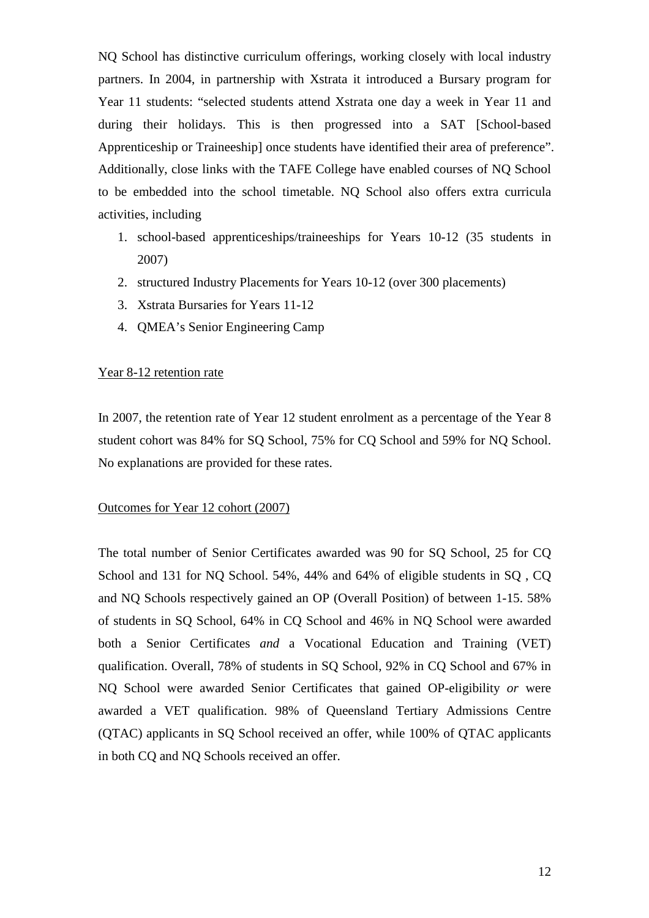NQ School has distinctive curriculum offerings, working closely with local industry partners. In 2004, in partnership with Xstrata it introduced a Bursary program for Year 11 students: "selected students attend Xstrata one day a week in Year 11 and during their holidays. This is then progressed into a SAT [School-based Apprenticeship or Traineeship] once students have identified their area of preference". Additionally, close links with the TAFE College have enabled courses of NQ School to be embedded into the school timetable. NQ School also offers extra curricula activities, including

1. school-based apprenticeships/traineeships for Years 10-12 (35 students in 2007)
2. structured Industry Placements for Years 10-12 (over 300 placements)
3. Xstrata Bursaries for Years 11-12
4. QMEA's Senior Engineering Camp

<u>Year 8-12 retention rate</u>

In 2007, the retention rate of Year 12 student enrolment as a percentage of the Year 8 student cohort was 84% for SQ School, 75% for CQ School and 59% for NQ School. No explanations are provided for these rates.

<u>Outcomes for Year 12 cohort (2007)</u>

The total number of Senior Certificates awarded was 90 for SQ School, 25 for CQ School and 131 for NQ School. 54%, 44% and 64% of eligible students in SQ , CQ and NQ Schools respectively gained an OP (Overall Position) of between 1-15. 58% of students in SQ School, 64% in CQ School and 46% in NQ School were awarded both a Senior Certificates *and* a Vocational Education and Training (VET) qualification. Overall, 78% of students in SQ School, 92% in CQ School and 67% in NQ School were awarded Senior Certificates that gained OP-eligibility *or* were awarded a VET qualification. 98% of Queensland Tertiary Admissions Centre (QTAC) applicants in SQ School received an offer, while 100% of QTAC applicants in both CQ and NQ Schools received an offer.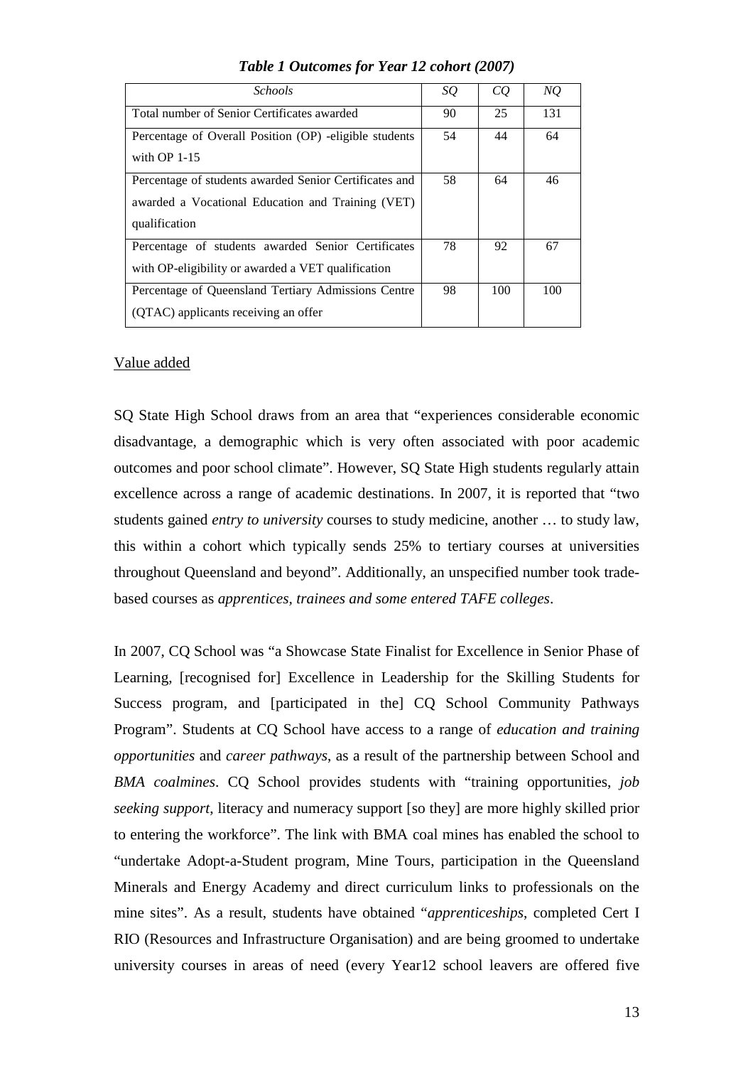***Table 1 Outcomes for Year 12 cohort (2007)***

| *Schools* | *SQ* | *CQ* | *NQ* |
|---|---|---|---|
| Total number of Senior Certificates awarded | 90 | 25 | 131 |
| Percentage of Overall Position (OP) -eligible students with OP 1-15 | 54 | 44 | 64 |
| Percentage of students awarded Senior Certificates and awarded a Vocational Education and Training (VET) qualification | 58 | 64 | 46 |
| Percentage of students awarded Senior Certificates with OP-eligibility or awarded a VET qualification | 78 | 92 | 67 |
| Percentage of Queensland Tertiary Admissions Centre (QTAC) applicants receiving an offer | 98 | 100 | 100 |

Value added

SQ State High School draws from an area that "experiences considerable economic disadvantage, a demographic which is very often associated with poor academic outcomes and poor school climate". However, SQ State High students regularly attain excellence across a range of academic destinations. In 2007, it is reported that "two students gained *entry to university* courses to study medicine, another … to study law, this within a cohort which typically sends 25% to tertiary courses at universities throughout Queensland and beyond". Additionally, an unspecified number took trade-based courses as *apprentices, trainees and some entered TAFE colleges*.

In 2007, CQ School was "a Showcase State Finalist for Excellence in Senior Phase of Learning, [recognised for] Excellence in Leadership for the Skilling Students for Success program, and [participated in the] CQ School Community Pathways Program". Students at CQ School have access to a range of *education and training opportunities* and *career pathways*, as a result of the partnership between School and *BMA coalmines*. CQ School provides students with "training opportunities, *job seeking support*, literacy and numeracy support [so they] are more highly skilled prior to entering the workforce". The link with BMA coal mines has enabled the school to "undertake Adopt-a-Student program, Mine Tours, participation in the Queensland Minerals and Energy Academy and direct curriculum links to professionals on the mine sites". As a result, students have obtained "*apprenticeships*, completed Cert I RIO (Resources and Infrastructure Organisation) and are being groomed to undertake university courses in areas of need (every Year12 school leavers are offered five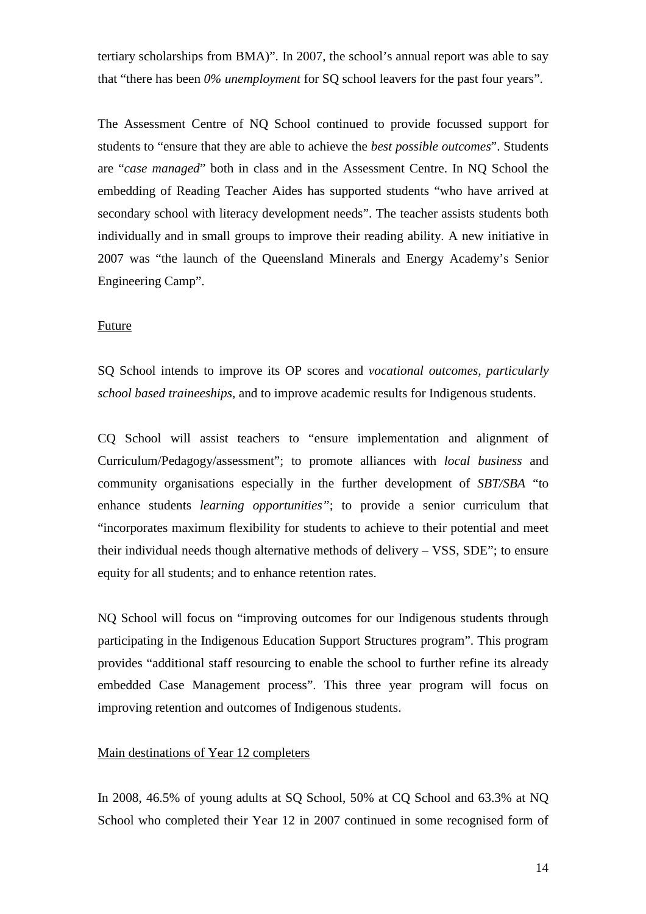tertiary scholarships from BMA)". In 2007, the school's annual report was able to say that "there has been *0% unemployment* for SQ school leavers for the past four years".

The Assessment Centre of NQ School continued to provide focussed support for students to "ensure that they are able to achieve the *best possible outcomes*". Students are "*case managed*" both in class and in the Assessment Centre. In NQ School the embedding of Reading Teacher Aides has supported students "who have arrived at secondary school with literacy development needs". The teacher assists students both individually and in small groups to improve their reading ability. A new initiative in 2007 was "the launch of the Queensland Minerals and Energy Academy's Senior Engineering Camp".

### Future

SQ School intends to improve its OP scores and *vocational outcomes, particularly school based traineeships,* and to improve academic results for Indigenous students.

CQ School will assist teachers to "ensure implementation and alignment of Curriculum/Pedagogy/assessment"; to promote alliances with *local business* and community organisations especially in the further development of *SBT/SBA* "to enhance students *learning opportunities"*; to provide a senior curriculum that "incorporates maximum flexibility for students to achieve to their potential and meet their individual needs though alternative methods of delivery – VSS, SDE"; to ensure equity for all students; and to enhance retention rates.

NQ School will focus on "improving outcomes for our Indigenous students through participating in the Indigenous Education Support Structures program". This program provides "additional staff resourcing to enable the school to further refine its already embedded Case Management process". This three year program will focus on improving retention and outcomes of Indigenous students.

### Main destinations of Year 12 completers

In 2008, 46.5% of young adults at SQ School, 50% at CQ School and 63.3% at NQ School who completed their Year 12 in 2007 continued in some recognised form of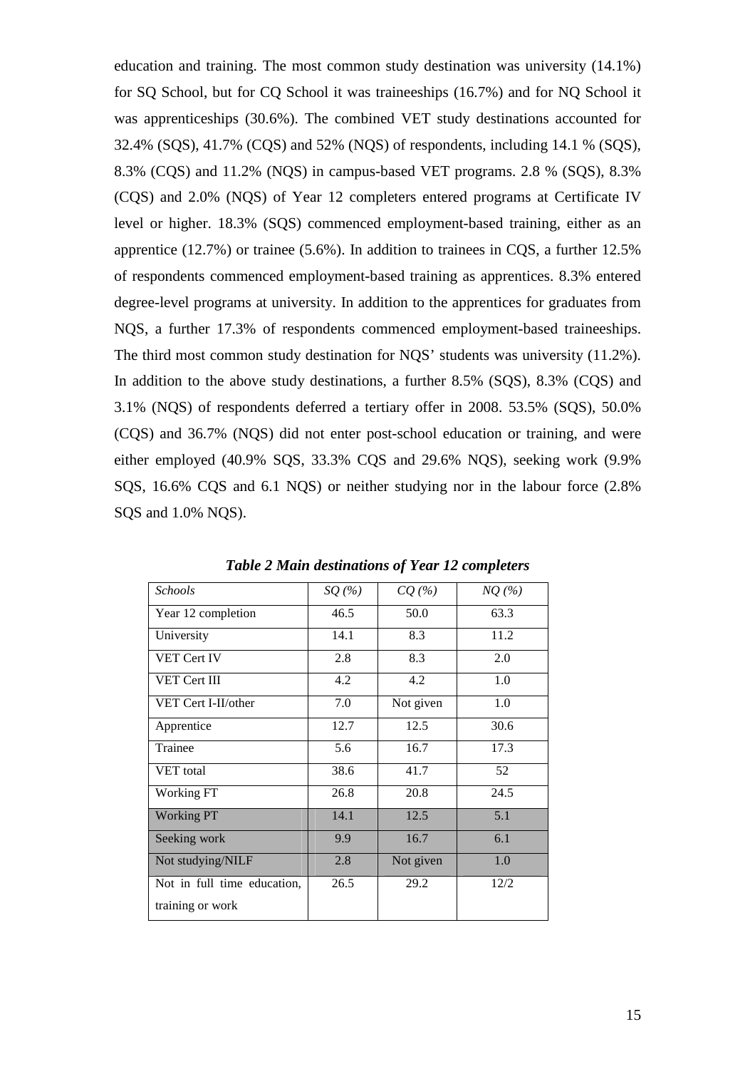education and training. The most common study destination was university (14.1%) for SQ School, but for CQ School it was traineeships (16.7%) and for NQ School it was apprenticeships (30.6%). The combined VET study destinations accounted for 32.4% (SQS), 41.7% (CQS) and 52% (NQS) of respondents, including 14.1 % (SQS), 8.3% (CQS) and 11.2% (NQS) in campus-based VET programs. 2.8 % (SQS), 8.3% (CQS) and 2.0% (NQS) of Year 12 completers entered programs at Certificate IV level or higher. 18.3% (SQS) commenced employment-based training, either as an apprentice (12.7%) or trainee (5.6%). In addition to trainees in CQS, a further 12.5% of respondents commenced employment-based training as apprentices. 8.3% entered degree-level programs at university. In addition to the apprentices for graduates from NQS, a further 17.3% of respondents commenced employment-based traineeships. The third most common study destination for NQS' students was university (11.2%). In addition to the above study destinations, a further 8.5% (SQS), 8.3% (CQS) and 3.1% (NQS) of respondents deferred a tertiary offer in 2008. 53.5% (SQS), 50.0% (CQS) and 36.7% (NQS) did not enter post-school education or training, and were either employed (40.9% SQS, 33.3% CQS and 29.6% NQS), seeking work (9.9% SQS, 16.6% CQS and 6.1 NQS) or neither studying nor in the labour force (2.8% SQS and 1.0% NQS).

***Table 2 Main destinations of Year 12 completers***

| *Schools* | *SQ (%)* | *CQ (%)* | *NQ (%)* |
|---|---|---|---|
| Year 12 completion | 46.5 | 50.0 | 63.3 |
| University | 14.1 | 8.3 | 11.2 |
| VET Cert IV | 2.8 | 8.3 | 2.0 |
| VET Cert III | 4.2 | 4.2 | 1.0 |
| VET Cert I-II/other | 7.0 | Not given | 1.0 |
| Apprentice | 12.7 | 12.5 | 30.6 |
| Trainee | 5.6 | 16.7 | 17.3 |
| VET total | 38.6 | 41.7 | 52 |
| Working FT | 26.8 | 20.8 | 24.5 |
| Working PT | 14.1 | 12.5 | 5.1 |
| Seeking work | 9.9 | 16.7 | 6.1 |
| Not studying/NILF | 2.8 | Not given | 1.0 |
| Not in full time education, training or work | 26.5 | 29.2 | 12/2 |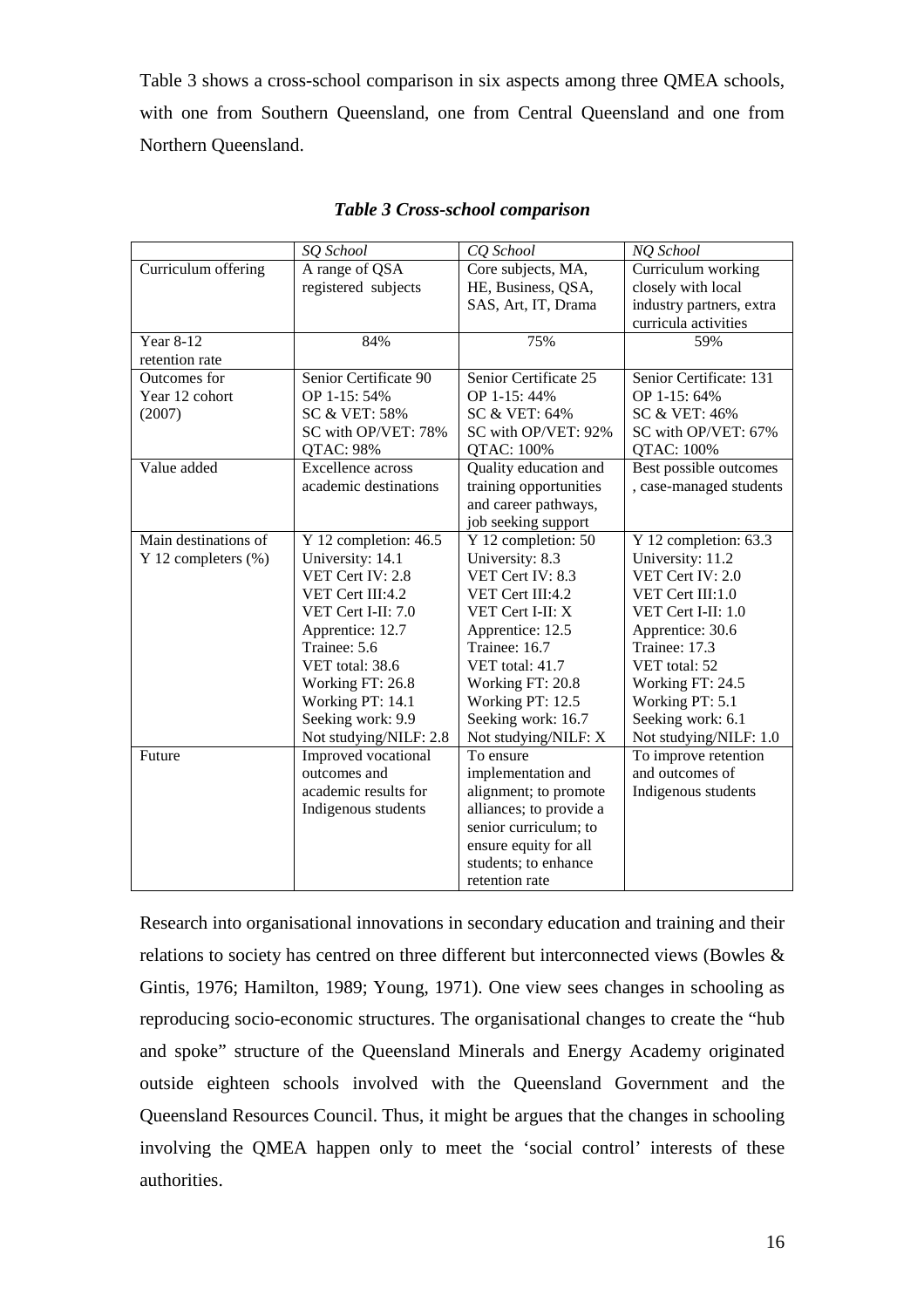Table 3 shows a cross-school comparison in six aspects among three QMEA schools, with one from Southern Queensland, one from Central Queensland and one from Northern Queensland.

***Table 3 Cross-school comparison***

| | *SQ School* | *CQ School* | *NQ School* |
|---|---|---|---|
| Curriculum offering | A range of QSA registered subjects | Core subjects, MA, HE, Business, QSA, SAS, Art, IT, Drama | Curriculum working closely with local industry partners, extra curricula activities |
| Year 8-12 retention rate | 84% | 75% | 59% |
| Outcomes for Year 12 cohort (2007) | Senior Certificate 90<br>OP 1-15: 54%<br>SC & VET: 58%<br>SC with OP/VET: 78%<br>QTAC: 98% | Senior Certificate 25<br>OP 1-15: 44%<br>SC & VET: 64%<br>SC with OP/VET: 92%<br>QTAC: 100% | Senior Certificate: 131<br>OP 1-15: 64%<br>SC & VET: 46%<br>SC with OP/VET: 67%<br>QTAC: 100% |
| Value added | Excellence across academic destinations | Quality education and training opportunities and career pathways, job seeking support | Best possible outcomes , case-managed students |
| Main destinations of Y 12 completers (%) | Y 12 completion: 46.5<br>University: 14.1<br>VET Cert IV: 2.8<br>VET Cert III:4.2<br>VET Cert I-II: 7.0<br>Apprentice: 12.7<br>Trainee: 5.6<br>VET total: 38.6<br>Working FT: 26.8<br>Working PT: 14.1<br>Seeking work: 9.9<br>Not studying/NILF: 2.8 | Y 12 completion: 50<br>University: 8.3<br>VET Cert IV: 8.3<br>VET Cert III:4.2<br>VET Cert I-II: X<br>Apprentice: 12.5<br>Trainee: 16.7<br>VET total: 41.7<br>Working FT: 20.8<br>Working PT: 12.5<br>Seeking work: 16.7<br>Not studying/NILF: X | Y 12 completion: 63.3<br>University: 11.2<br>VET Cert IV: 2.0<br>VET Cert III:1.0<br>VET Cert I-II: 1.0<br>Apprentice: 30.6<br>Trainee: 17.3<br>VET total: 52<br>Working FT: 24.5<br>Working PT: 5.1<br>Seeking work: 6.1<br>Not studying/NILF: 1.0 |
| Future | Improved vocational outcomes and academic results for Indigenous students | To ensure implementation and alignment; to promote alliances; to provide a senior curriculum; to ensure equity for all students; to enhance retention rate | To improve retention and outcomes of Indigenous students |

Research into organisational innovations in secondary education and training and their relations to society has centred on three different but interconnected views (Bowles & Gintis, 1976; Hamilton, 1989; Young, 1971). One view sees changes in schooling as reproducing socio-economic structures. The organisational changes to create the "hub and spoke" structure of the Queensland Minerals and Energy Academy originated outside eighteen schools involved with the Queensland Government and the Queensland Resources Council. Thus, it might be argues that the changes in schooling involving the QMEA happen only to meet the 'social control' interests of these authorities.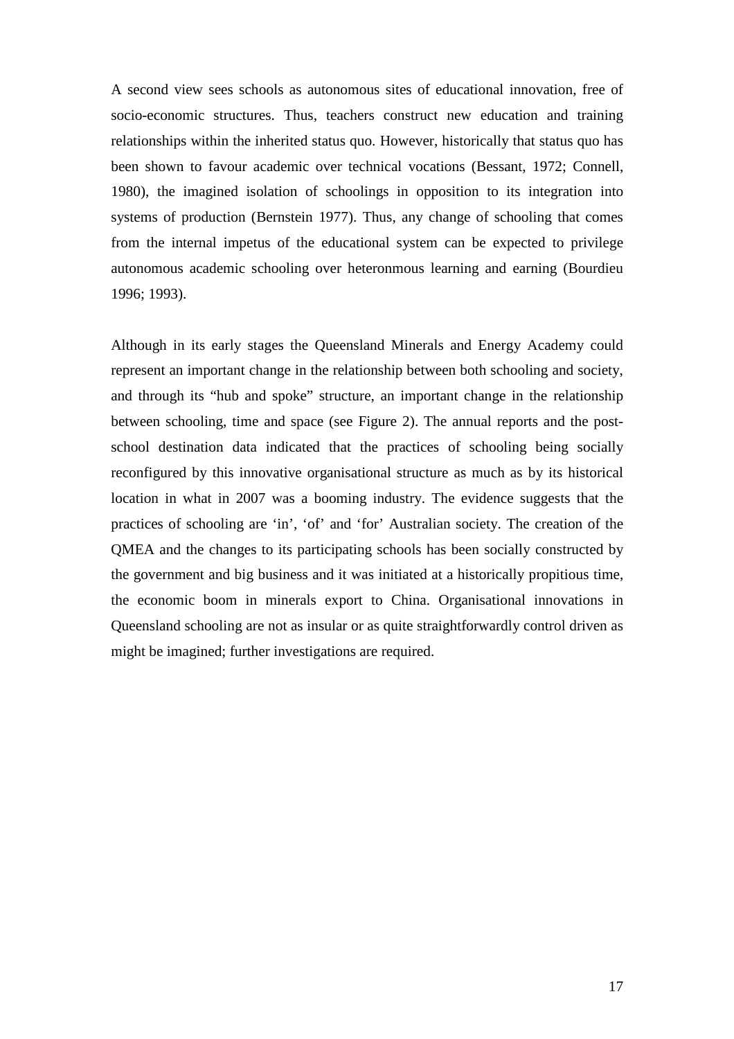A second view sees schools as autonomous sites of educational innovation, free of socio-economic structures. Thus, teachers construct new education and training relationships within the inherited status quo. However, historically that status quo has been shown to favour academic over technical vocations (Bessant, 1972; Connell, 1980), the imagined isolation of schoolings in opposition to its integration into systems of production (Bernstein 1977). Thus, any change of schooling that comes from the internal impetus of the educational system can be expected to privilege autonomous academic schooling over heteronmous learning and earning (Bourdieu 1996; 1993).

Although in its early stages the Queensland Minerals and Energy Academy could represent an important change in the relationship between both schooling and society, and through its "hub and spoke" structure, an important change in the relationship between schooling, time and space (see Figure 2). The annual reports and the post-school destination data indicated that the practices of schooling being socially reconfigured by this innovative organisational structure as much as by its historical location in what in 2007 was a booming industry. The evidence suggests that the practices of schooling are 'in', 'of' and 'for' Australian society. The creation of the QMEA and the changes to its participating schools has been socially constructed by the government and big business and it was initiated at a historically propitious time, the economic boom in minerals export to China. Organisational innovations in Queensland schooling are not as insular or as quite straightforwardly control driven as might be imagined; further investigations are required.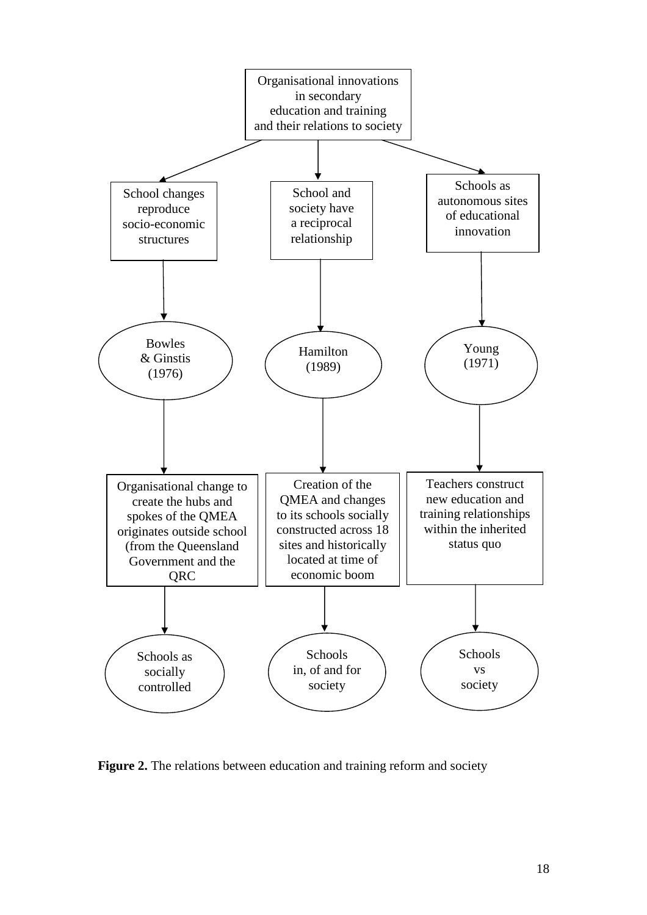Organisational innovations in secondary education and training and their relations to society

School changes reproduce socio-economic structures

School and society have a reciprocal relationship

Schools as autonomous sites of educational innovation

Bowles & Ginstis (1976)

Hamilton (1989)

Young (1971)

Organisational change to create the hubs and spokes of the QMEA originates outside school (from the Queensland Government and the QRC

Creation of the QMEA and changes to its schools socially constructed across 18 sites and historically located at time of economic boom

Teachers construct new education and training relationships within the inherited status quo

Schools as socially controlled

Schools in, of and for society

Schools vs society

**Figure 2.** The relations between education and training reform and society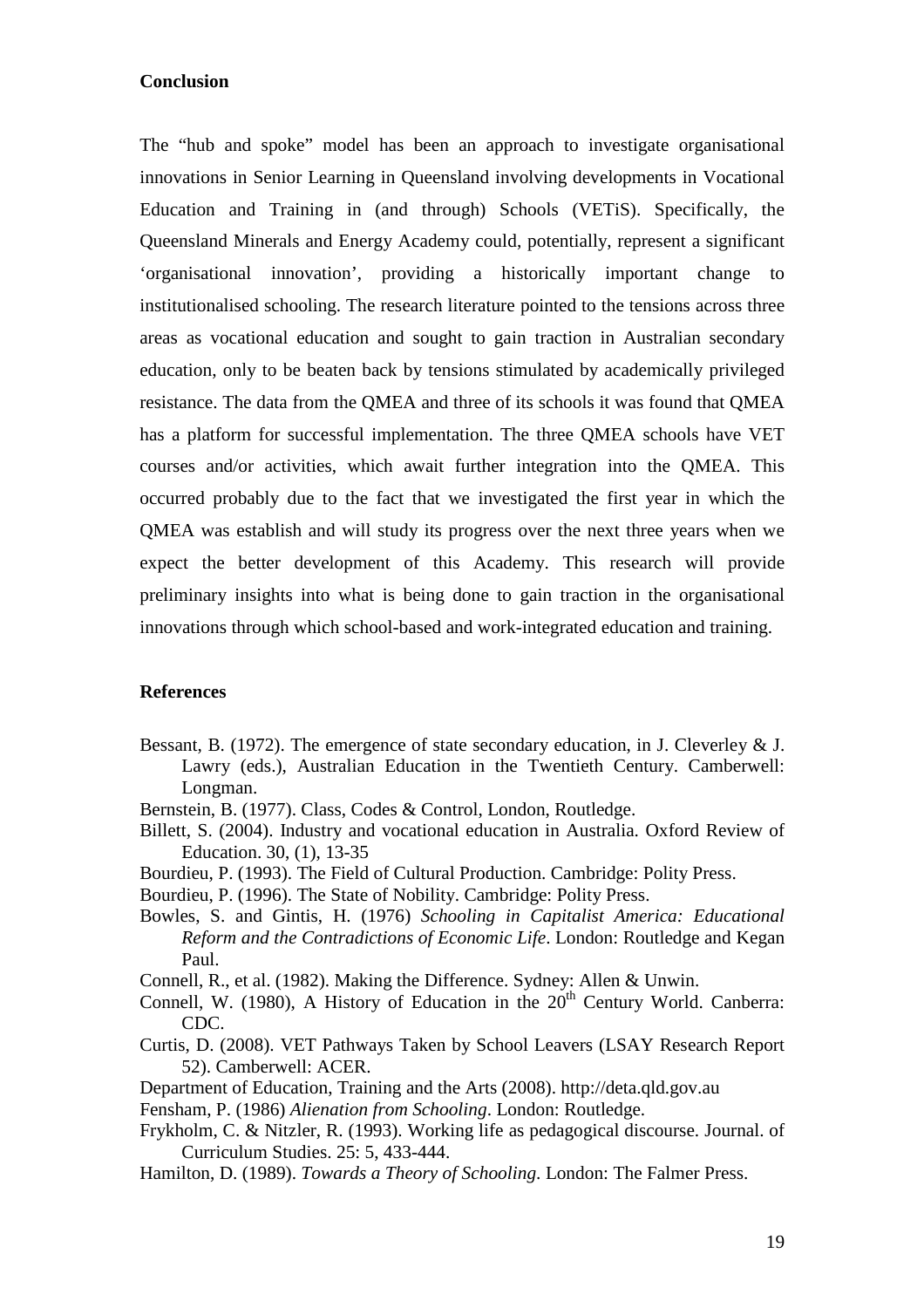## Conclusion

The "hub and spoke" model has been an approach to investigate organisational innovations in Senior Learning in Queensland involving developments in Vocational Education and Training in (and through) Schools (VETiS). Specifically, the Queensland Minerals and Energy Academy could, potentially, represent a significant 'organisational innovation', providing a historically important change to institutionalised schooling. The research literature pointed to the tensions across three areas as vocational education and sought to gain traction in Australian secondary education, only to be beaten back by tensions stimulated by academically privileged resistance. The data from the QMEA and three of its schools it was found that QMEA has a platform for successful implementation. The three QMEA schools have VET courses and/or activities, which await further integration into the QMEA. This occurred probably due to the fact that we investigated the first year in which the QMEA was establish and will study its progress over the next three years when we expect the better development of this Academy. This research will provide preliminary insights into what is being done to gain traction in the organisational innovations through which school-based and work-integrated education and training.

## References

Bessant, B. (1972). The emergence of state secondary education, in J. Cleverley & J. Lawry (eds.), Australian Education in the Twentieth Century. Camberwell: Longman.

Bernstein, B. (1977). Class, Codes & Control, London, Routledge.

Billett, S. (2004). Industry and vocational education in Australia. Oxford Review of Education. 30, (1), 13-35

Bourdieu, P. (1993). The Field of Cultural Production. Cambridge: Polity Press.

Bourdieu, P. (1996). The State of Nobility. Cambridge: Polity Press.

Bowles, S. and Gintis, H. (1976) *Schooling in Capitalist America: Educational Reform and the Contradictions of Economic Life*. London: Routledge and Kegan Paul.

Connell, R., et al. (1982). Making the Difference. Sydney: Allen & Unwin.

Connell, W. (1980), A History of Education in the 20th Century World. Canberra: CDC.

Curtis, D. (2008). VET Pathways Taken by School Leavers (LSAY Research Report 52). Camberwell: ACER.

Department of Education, Training and the Arts (2008). http://deta.qld.gov.au

Fensham, P. (1986) *Alienation from Schooling*. London: Routledge.

Frykholm, C. & Nitzler, R. (1993). Working life as pedagogical discourse. Journal. of Curriculum Studies. 25: 5, 433-444.

Hamilton, D. (1989). *Towards a Theory of Schooling*. London: The Falmer Press.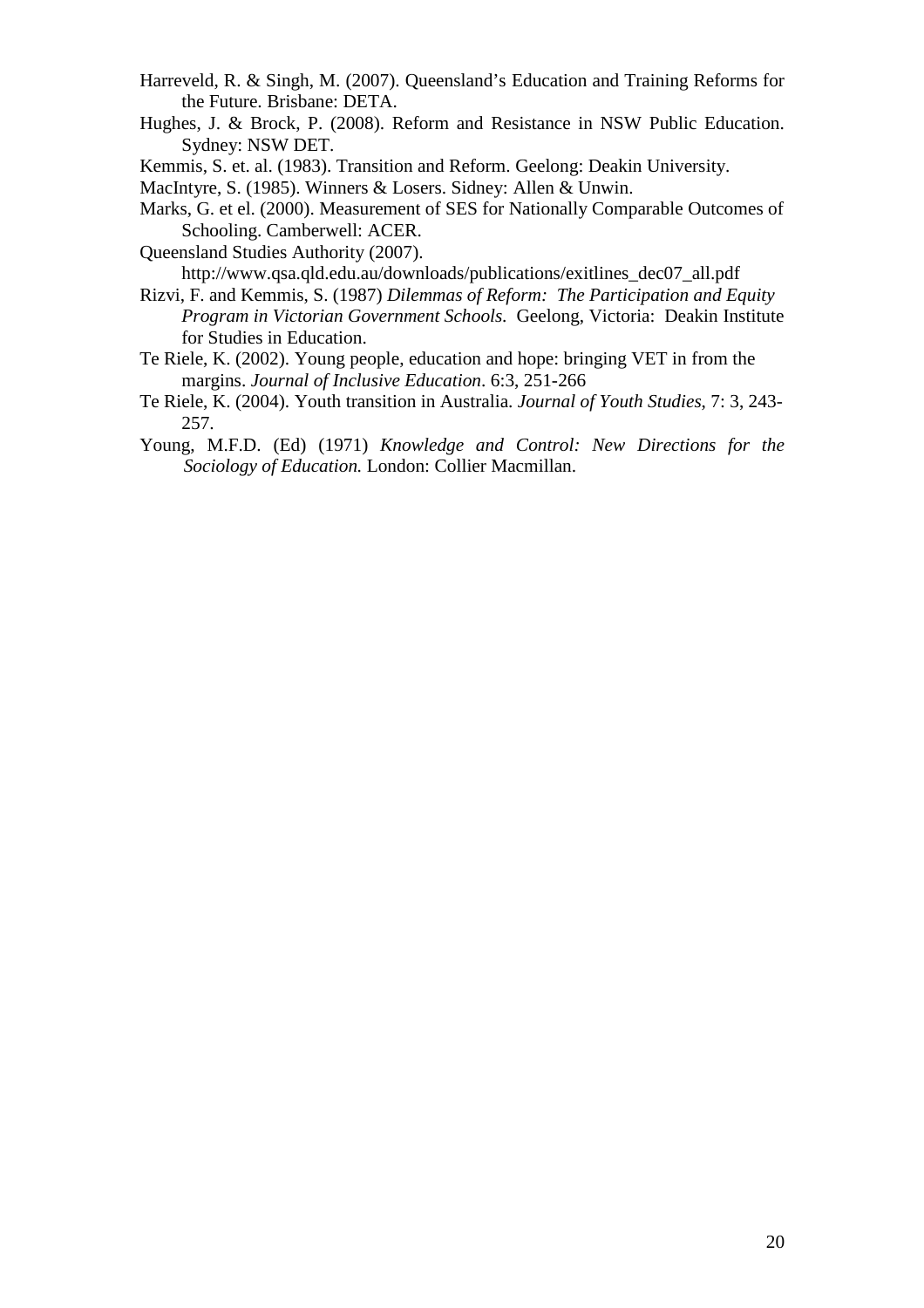Harreveld, R. & Singh, M. (2007). Queensland's Education and Training Reforms for the Future. Brisbane: DETA.

Hughes, J. & Brock, P. (2008). Reform and Resistance in NSW Public Education. Sydney: NSW DET.

Kemmis, S. et. al. (1983). Transition and Reform. Geelong: Deakin University.

MacIntyre, S. (1985). Winners & Losers. Sidney: Allen & Unwin.

Marks, G. et el. (2000). Measurement of SES for Nationally Comparable Outcomes of Schooling. Camberwell: ACER.

Queensland Studies Authority (2007). http://www.qsa.qld.edu.au/downloads/publications/exitlines_dec07_all.pdf

Rizvi, F. and Kemmis, S. (1987) *Dilemmas of Reform: The Participation and Equity Program in Victorian Government Schools.* Geelong, Victoria: Deakin Institute for Studies in Education.

Te Riele, K. (2002). Young people, education and hope: bringing VET in from the margins. *Journal of Inclusive Education*. 6:3, 251-266

Te Riele, K. (2004). Youth transition in Australia. *Journal of Youth Studies*, 7: 3, 243-257.

Young, M.F.D. (Ed) (1971) *Knowledge and Control: New Directions for the Sociology of Education.* London: Collier Macmillan.